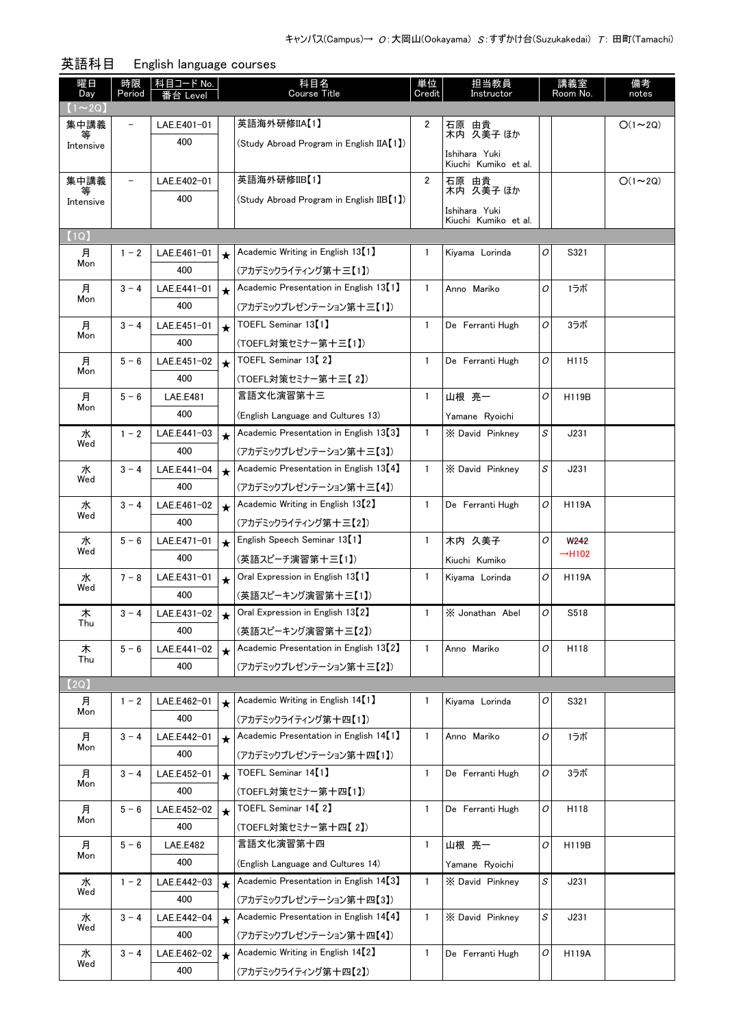キャンパス(Campus)→ O：大岡山(Ookayama) S：すずかけ台(Suzukakedai) T：田町(Tamachi)

## 英語科目　English language courses

| 曜日 Day | 時限 Period | 科目コード No. 番台 Level | | 科目名 Course Title | 単位 Credit | 担当教員 Instructor | | 講義室 Room No. | 備考 notes |
|---|---|---|---|---|---|---|---|---|---|
| 【1～2Q】 | | | | | | | | | |
| 集中講義等 Intensive | － | LAE.E401−01 400 | | 英語海外研修IIA【1】 (Study Abroad Program in English IIA【1】) | 2 | 石原 由貴 木内 久美子 ほか Ishihara Yuki Kiuchi Kumiko et al. | | | O(1～2Q) |
| 集中講義等 Intensive | － | LAE.E402−01 400 | | 英語海外研修IIB【1】 (Study Abroad Program in English IIB【1】) | 2 | 石原 由貴 木内 久美子 ほか Ishihara Yuki Kiuchi Kumiko et al. | | | O(1～2Q) |
| 【1Q】 | | | | | | | | | |
| 月 Mon | 1－2 | LAE.E461−01 400 | ★ | Academic Writing in English 13【1】 (アカデミックライティング第十三【1】) | 1 | Kiyama Lorinda | O | S321 | |
| 月 Mon | 3－4 | LAE.E441−01 400 | ★ | Academic Presentation in English 13【1】 (アカデミックプレゼンテーション第十三【1】) | 1 | Anno Mariko | O | 1ラボ | |
| 月 Mon | 3－4 | LAE.E451−01 400 | ★ | TOEFL Seminar 13【1】 (TOEFL対策セミナー第十三【1】) | 1 | De Ferranti Hugh | O | 3ラボ | |
| 月 Mon | 5－6 | LAE.E451−02 400 | ★ | TOEFL Seminar 13【 2】 (TOEFL対策セミナー第十三【 2】) | 1 | De Ferranti Hugh | O | H115 | |
| 月 Mon | 5－6 | LAE.E481 400 | | 言語文化演習第十三 (English Language and Cultures 13) | 1 | 山根 亮一 Yamane Ryoichi | O | H119B | |
| 水 Wed | 1－2 | LAE.E441−03 400 | ★ | Academic Presentation in English 13【3】 (アカデミックプレゼンテーション第十三【3】) | 1 | ※ David Pinkney | S | J231 | |
| 水 Wed | 3－4 | LAE.E441−04 400 | ★ | Academic Presentation in English 13【4】 (アカデミックプレゼンテーション第十三【4】) | 1 | ※ David Pinkney | S | J231 | |
| 水 Wed | 3－4 | LAE.E461−02 400 | ★ | Academic Writing in English 13【2】 (アカデミックライティング第十三【2】) | 1 | De Ferranti Hugh | O | H119A | |
| 水 Wed | 5－6 | LAE.E471−01 400 | ★ | English Speech Seminar 13【1】 (英語スピーチ演習第十三【1】) | 1 | 木内 久美子 Kiuchi Kumiko | O | ~~W242~~ →H102 | |
| 水 Wed | 7－8 | LAE.E431−01 400 | ★ | Oral Expression in English 13【1】 (英語スピーキング演習第十三【1】) | 1 | Kiyama Lorinda | O | H119A | |
| 木 Thu | 3－4 | LAE.E431−02 400 | ★ | Oral Expression in English 13【2】 (英語スピーキング演習第十三【2】) | 1 | ※ Jonathan Abel | O | S518 | |
| 木 Thu | 5－6 | LAE.E441−02 400 | ★ | Academic Presentation in English 13【2】 (アカデミックプレゼンテーション第十三【2】) | 1 | Anno Mariko | O | H118 | |
| 【2Q】 | | | | | | | | | |
| 月 Mon | 1－2 | LAE.E462−01 400 | ★ | Academic Writing in English 14【1】 (アカデミックライティング第十四【1】) | 1 | Kiyama Lorinda | O | S321 | |
| 月 Mon | 3－4 | LAE.E442−01 400 | ★ | Academic Presentation in English 14【1】 (アカデミックプレゼンテーション第十四【1】) | 1 | Anno Mariko | O | 1ラボ | |
| 月 Mon | 3－4 | LAE.E452−01 400 | ★ | TOEFL Seminar 14【1】 (TOEFL対策セミナー第十四【1】) | 1 | De Ferranti Hugh | O | 3ラボ | |
| 月 Mon | 5－6 | LAE.E452−02 400 | ★ | TOEFL Seminar 14【 2】 (TOEFL対策セミナー第十四【 2】) | 1 | De Ferranti Hugh | O | H118 | |
| 月 Mon | 5－6 | LAE.E482 400 | | 言語文化演習第十四 (English Language and Cultures 14) | 1 | 山根 亮一 Yamane Ryoichi | O | H119B | |
| 水 Wed | 1－2 | LAE.E442−03 400 | ★ | Academic Presentation in English 14【3】 (アカデミックプレゼンテーション第十四【3】) | 1 | ※ David Pinkney | S | J231 | |
| 水 Wed | 3－4 | LAE.E442−04 400 | ★ | Academic Presentation in English 14【4】 (アカデミックプレゼンテーション第十四【4】) | 1 | ※ David Pinkney | S | J231 | |
| 水 Wed | 3－4 | LAE.E462−02 400 | ★ | Academic Writing in English 14【2】 (アカデミックライティング第十四【2】) | 1 | De Ferranti Hugh | O | H119A | |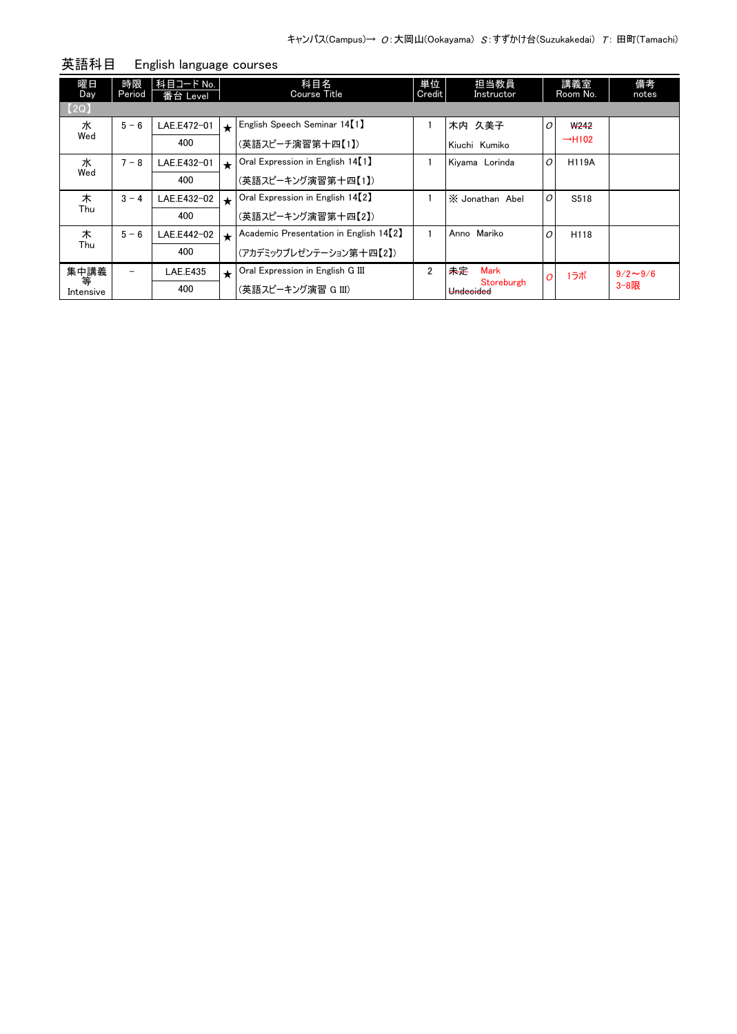キャンパス(Campus)→ O:大岡山(Ookayama) S:すずかけ台(Suzukakedai) T: 田町(Tamachi)

## 英語科目　English language courses

| 曜日 Day | 時限 Period | 科目コード No. 番台 Level | | 科目名 Course Title | 単位 Credit | 担当教員 Instructor | | 講義室 Room No. | 備考 notes |
|---|---|---|---|---|---|---|---|---|---|
| 【2Q】 | | | | | | | | | |
| 水 Wed | 5 - 6 | LAE.E472-01 400 | ★ | English Speech Seminar 14【1】 (英語スピーチ演習第十四【1】) | 1 | 木内 久美子 Kiuchi Kumiko | O | ~~W242~~ →H102 | |
| 水 Wed | 7 - 8 | LAE.E432-01 400 | ★ | Oral Expression in English 14【1】 (英語スピーキング演習第十四【1】) | 1 | Kiyama Lorinda | O | H119A | |
| 木 Thu | 3 - 4 | LAE.E432-02 400 | ★ | Oral Expression in English 14【2】 (英語スピーキング演習第十四【2】) | 1 | ※ Jonathan Abel | O | S518 | |
| 木 Thu | 5 - 6 | LAE.E442-02 400 | ★ | Academic Presentation in English 14【2】 (アカデミックプレゼンテーション第十四【2】) | 1 | Anno Mariko | O | H118 | |
| 集中講義等 Intensive | － | LAE.E435 400 | ★ | Oral Expression in English G Ⅲ (英語スピーキング演習 G Ⅲ) | 2 | ~~未定~~ Mark Storeburgh ~~Undecided~~ | O | 1ラボ | 9/2～9/6 3-8限 |